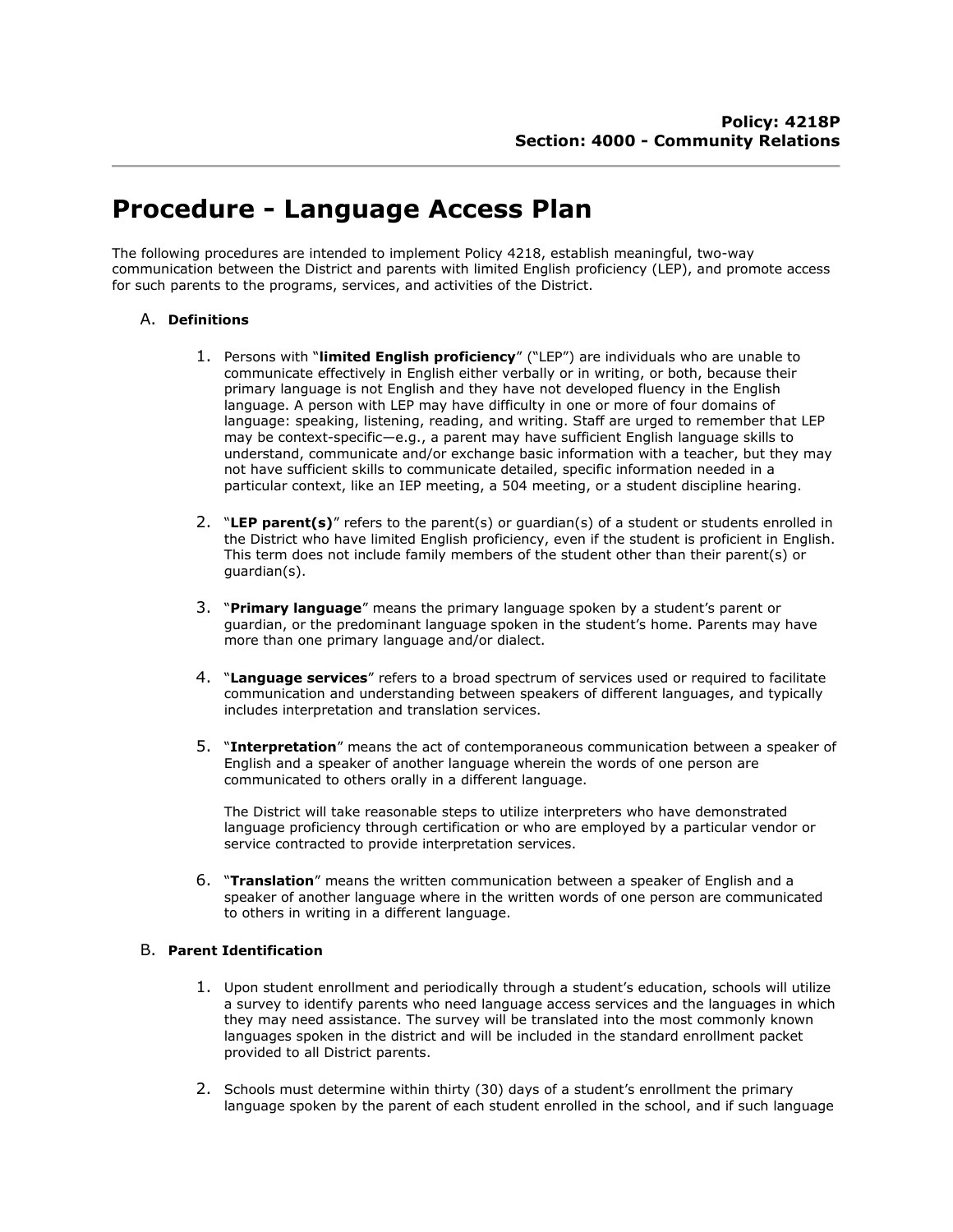**Policy: 4218P**
**Section: 4000 - Community Relations**

# Procedure - Language Access Plan

The following procedures are intended to implement Policy 4218, establish meaningful, two-way communication between the District and parents with limited English proficiency (LEP), and promote access for such parents to the programs, services, and activities of the District.

A. **Definitions**

1. Persons with "**limited English proficiency**" ("LEP") are individuals who are unable to communicate effectively in English either verbally or in writing, or both, because their primary language is not English and they have not developed fluency in the English language. A person with LEP may have difficulty in one or more of four domains of language: speaking, listening, reading, and writing. Staff are urged to remember that LEP may be context-specific—e.g., a parent may have sufficient English language skills to understand, communicate and/or exchange basic information with a teacher, but they may not have sufficient skills to communicate detailed, specific information needed in a particular context, like an IEP meeting, a 504 meeting, or a student discipline hearing.

2. "**LEP parent(s)**" refers to the parent(s) or guardian(s) of a student or students enrolled in the District who have limited English proficiency, even if the student is proficient in English. This term does not include family members of the student other than their parent(s) or guardian(s).

3. "**Primary language**" means the primary language spoken by a student's parent or guardian, or the predominant language spoken in the student's home. Parents may have more than one primary language and/or dialect.

4. "**Language services**" refers to a broad spectrum of services used or required to facilitate communication and understanding between speakers of different languages, and typically includes interpretation and translation services.

5. "**Interpretation**" means the act of contemporaneous communication between a speaker of English and a speaker of another language wherein the words of one person are communicated to others orally in a different language.

   The District will take reasonable steps to utilize interpreters who have demonstrated language proficiency through certification or who are employed by a particular vendor or service contracted to provide interpretation services.

6. "**Translation**" means the written communication between a speaker of English and a speaker of another language where in the written words of one person are communicated to others in writing in a different language.

B. **Parent Identification**

1. Upon student enrollment and periodically through a student's education, schools will utilize a survey to identify parents who need language access services and the languages in which they may need assistance. The survey will be translated into the most commonly known languages spoken in the district and will be included in the standard enrollment packet provided to all District parents.

2. Schools must determine within thirty (30) days of a student's enrollment the primary language spoken by the parent of each student enrolled in the school, and if such language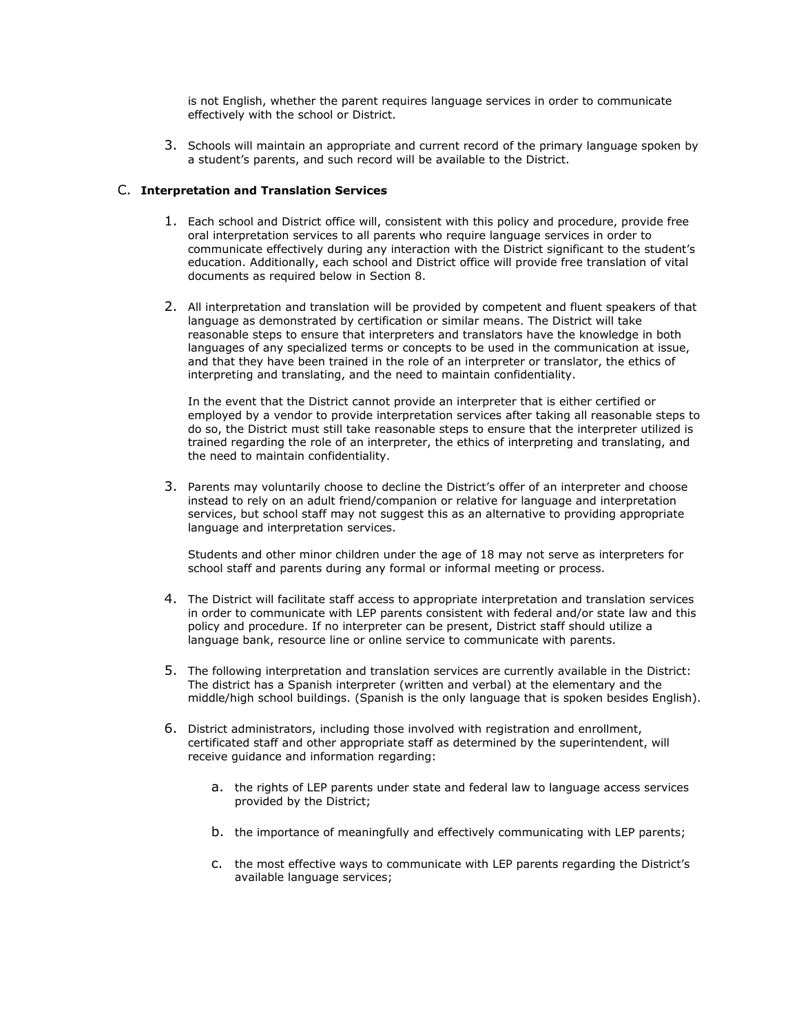is not English, whether the parent requires language services in order to communicate effectively with the school or District.

3. Schools will maintain an appropriate and current record of the primary language spoken by a student's parents, and such record will be available to the District.

C. **Interpretation and Translation Services**

1. Each school and District office will, consistent with this policy and procedure, provide free oral interpretation services to all parents who require language services in order to communicate effectively during any interaction with the District significant to the student's education. Additionally, each school and District office will provide free translation of vital documents as required below in Section 8.

2. All interpretation and translation will be provided by competent and fluent speakers of that language as demonstrated by certification or similar means. The District will take reasonable steps to ensure that interpreters and translators have the knowledge in both languages of any specialized terms or concepts to be used in the communication at issue, and that they have been trained in the role of an interpreter or translator, the ethics of interpreting and translating, and the need to maintain confidentiality.

   In the event that the District cannot provide an interpreter that is either certified or employed by a vendor to provide interpretation services after taking all reasonable steps to do so, the District must still take reasonable steps to ensure that the interpreter utilized is trained regarding the role of an interpreter, the ethics of interpreting and translating, and the need to maintain confidentiality.

3. Parents may voluntarily choose to decline the District's offer of an interpreter and choose instead to rely on an adult friend/companion or relative for language and interpretation services, but school staff may not suggest this as an alternative to providing appropriate language and interpretation services.

   Students and other minor children under the age of 18 may not serve as interpreters for school staff and parents during any formal or informal meeting or process.

4. The District will facilitate staff access to appropriate interpretation and translation services in order to communicate with LEP parents consistent with federal and/or state law and this policy and procedure. If no interpreter can be present, District staff should utilize a language bank, resource line or online service to communicate with parents.

5. The following interpretation and translation services are currently available in the District: The district has a Spanish interpreter (written and verbal) at the elementary and the middle/high school buildings. (Spanish is the only language that is spoken besides English).

6. District administrators, including those involved with registration and enrollment, certificated staff and other appropriate staff as determined by the superintendent, will receive guidance and information regarding:

   a. the rights of LEP parents under state and federal law to language access services provided by the District;

   b. the importance of meaningfully and effectively communicating with LEP parents;

   c. the most effective ways to communicate with LEP parents regarding the District's available language services;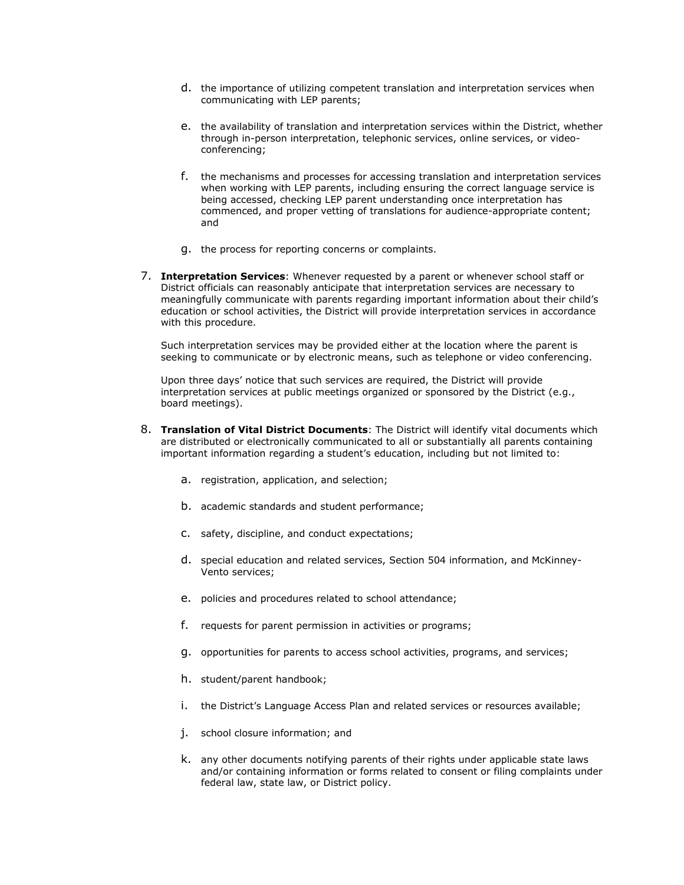d. the importance of utilizing competent translation and interpretation services when communicating with LEP parents;

   e. the availability of translation and interpretation services within the District, whether through in-person interpretation, telephonic services, online services, or video-conferencing;

   f. the mechanisms and processes for accessing translation and interpretation services when working with LEP parents, including ensuring the correct language service is being accessed, checking LEP parent understanding once interpretation has commenced, and proper vetting of translations for audience-appropriate content; and

   g. the process for reporting concerns or complaints.

7. **Interpretation Services**: Whenever requested by a parent or whenever school staff or District officials can reasonably anticipate that interpretation services are necessary to meaningfully communicate with parents regarding important information about their child's education or school activities, the District will provide interpretation services in accordance with this procedure.

   Such interpretation services may be provided either at the location where the parent is seeking to communicate or by electronic means, such as telephone or video conferencing.

   Upon three days' notice that such services are required, the District will provide interpretation services at public meetings organized or sponsored by the District (e.g., board meetings).

8. **Translation of Vital District Documents**: The District will identify vital documents which are distributed or electronically communicated to all or substantially all parents containing important information regarding a student's education, including but not limited to:

   a. registration, application, and selection;

   b. academic standards and student performance;

   c. safety, discipline, and conduct expectations;

   d. special education and related services, Section 504 information, and McKinney-Vento services;

   e. policies and procedures related to school attendance;

   f. requests for parent permission in activities or programs;

   g. opportunities for parents to access school activities, programs, and services;

   h. student/parent handbook;

   i. the District's Language Access Plan and related services or resources available;

   j. school closure information; and

   k. any other documents notifying parents of their rights under applicable state laws and/or containing information or forms related to consent or filing complaints under federal law, state law, or District policy.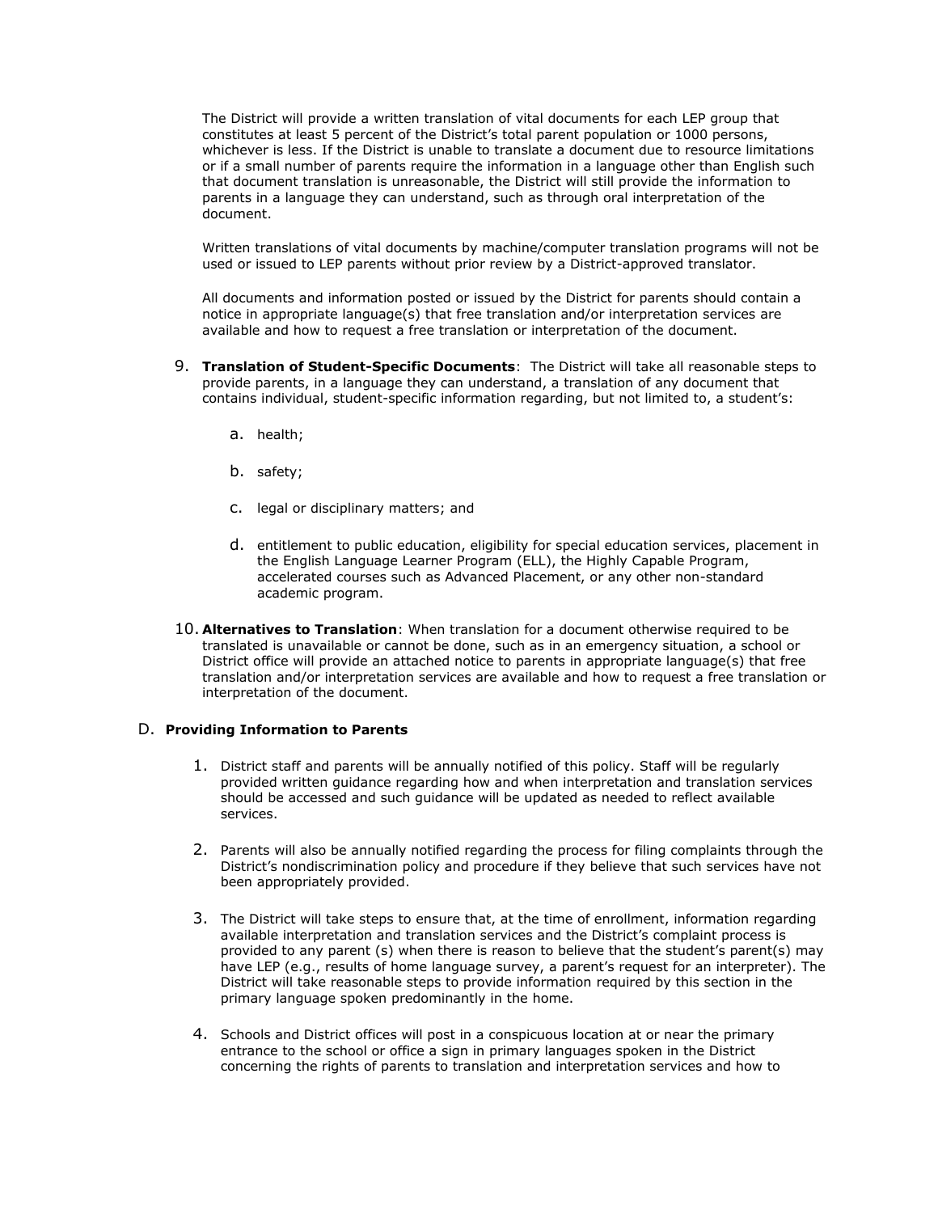The District will provide a written translation of vital documents for each LEP group that constitutes at least 5 percent of the District's total parent population or 1000 persons, whichever is less. If the District is unable to translate a document due to resource limitations or if a small number of parents require the information in a language other than English such that document translation is unreasonable, the District will still provide the information to parents in a language they can understand, such as through oral interpretation of the document.

Written translations of vital documents by machine/computer translation programs will not be used or issued to LEP parents without prior review by a District-approved translator.

All documents and information posted or issued by the District for parents should contain a notice in appropriate language(s) that free translation and/or interpretation services are available and how to request a free translation or interpretation of the document.

9. **Translation of Student-Specific Documents**: The District will take all reasonable steps to provide parents, in a language they can understand, a translation of any document that contains individual, student-specific information regarding, but not limited to, a student's:

    a. health;

    b. safety;

    c. legal or disciplinary matters; and

    d. entitlement to public education, eligibility for special education services, placement in the English Language Learner Program (ELL), the Highly Capable Program, accelerated courses such as Advanced Placement, or any other non-standard academic program.

10. **Alternatives to Translation**: When translation for a document otherwise required to be translated is unavailable or cannot be done, such as in an emergency situation, a school or District office will provide an attached notice to parents in appropriate language(s) that free translation and/or interpretation services are available and how to request a free translation or interpretation of the document.

## D. Providing Information to Parents

1. District staff and parents will be annually notified of this policy. Staff will be regularly provided written guidance regarding how and when interpretation and translation services should be accessed and such guidance will be updated as needed to reflect available services.

2. Parents will also be annually notified regarding the process for filing complaints through the District's nondiscrimination policy and procedure if they believe that such services have not been appropriately provided.

3. The District will take steps to ensure that, at the time of enrollment, information regarding available interpretation and translation services and the District's complaint process is provided to any parent (s) when there is reason to believe that the student's parent(s) may have LEP (e.g., results of home language survey, a parent's request for an interpreter). The District will take reasonable steps to provide information required by this section in the primary language spoken predominantly in the home.

4. Schools and District offices will post in a conspicuous location at or near the primary entrance to the school or office a sign in primary languages spoken in the District concerning the rights of parents to translation and interpretation services and how to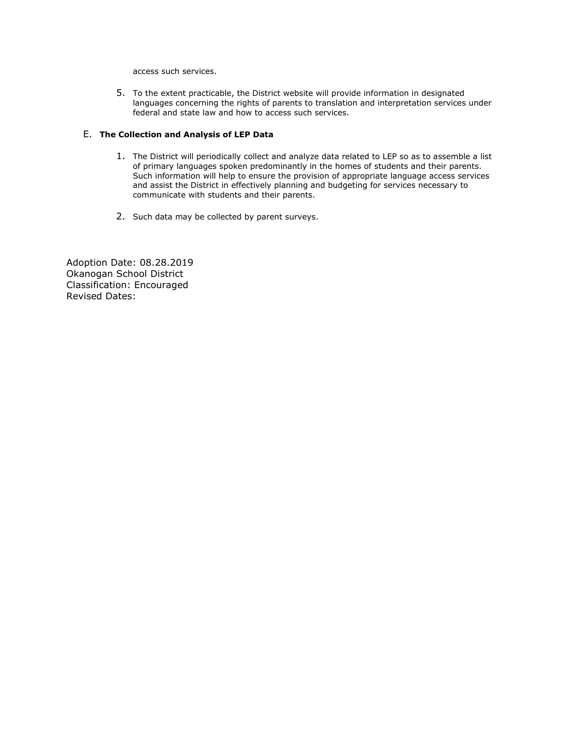access such services.

5. To the extent practicable, the District website will provide information in designated languages concerning the rights of parents to translation and interpretation services under federal and state law and how to access such services.

E. **The Collection and Analysis of LEP Data**

1. The District will periodically collect and analyze data related to LEP so as to assemble a list of primary languages spoken predominantly in the homes of students and their parents. Such information will help to ensure the provision of appropriate language access services and assist the District in effectively planning and budgeting for services necessary to communicate with students and their parents.

2. Such data may be collected by parent surveys.

Adoption Date: 08.28.2019
Okanogan School District
Classification: Encouraged
Revised Dates: